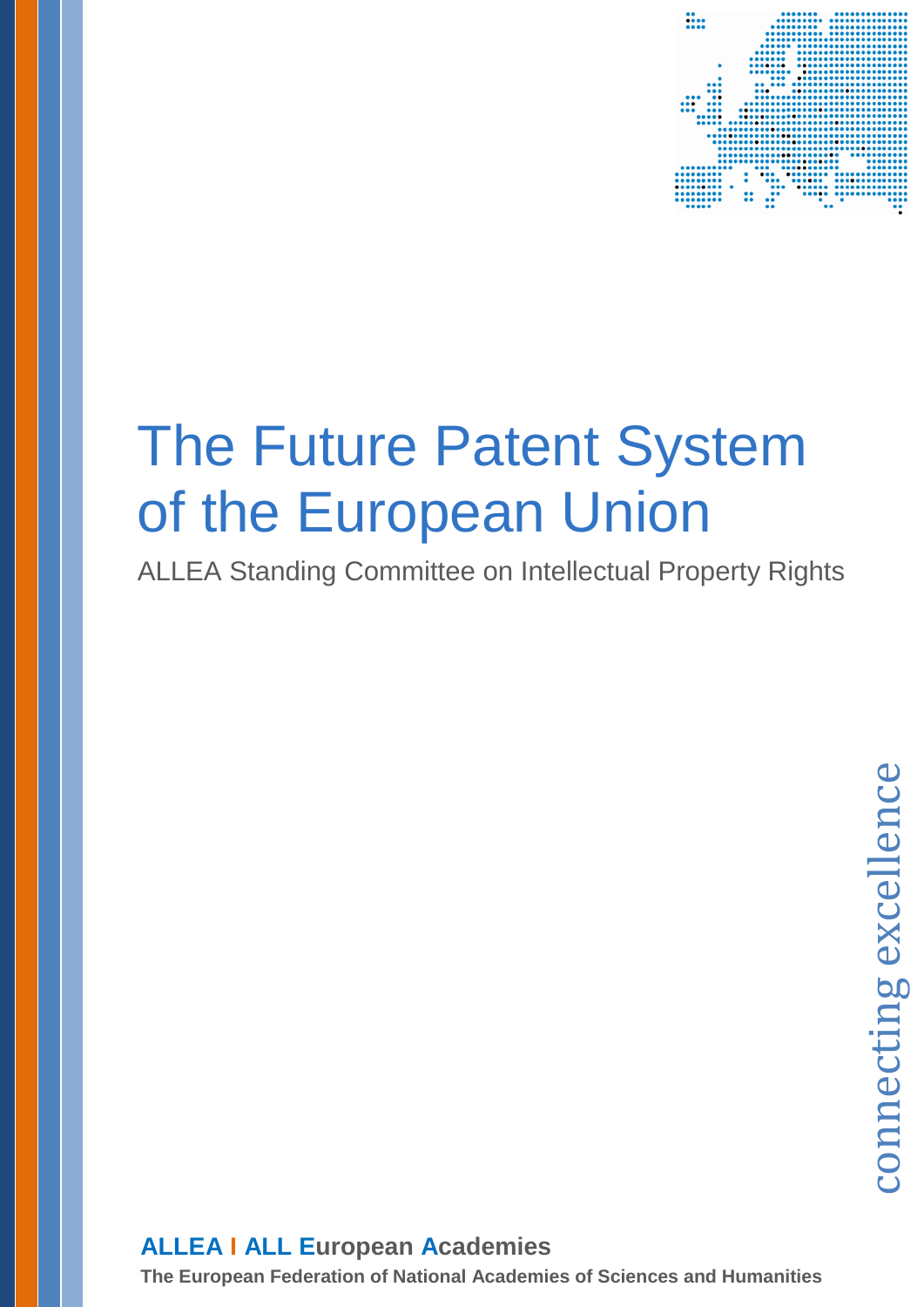# The Future Patent System of the European Union

ALLEA Standing Committee on Intellectual Property Rights

connecting excellence

**ALLEA I ALL European Academies**

**The European Federation of National Academies of Sciences and Humanities**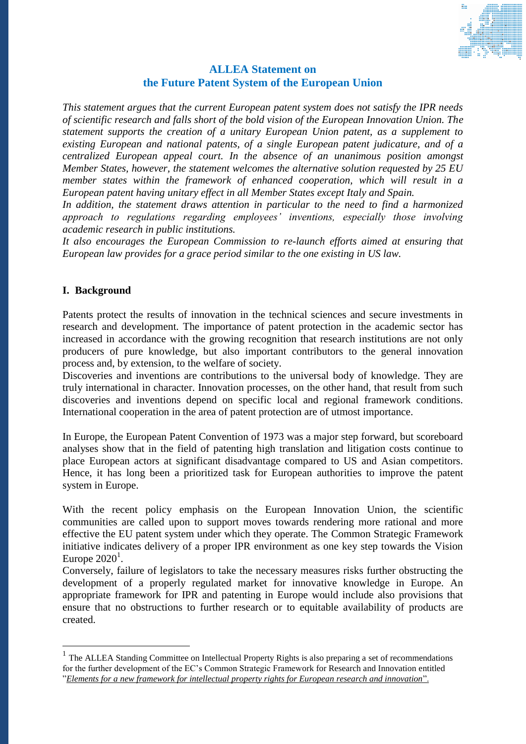## ALLEA Statement on the Future Patent System of the European Union

*This statement argues that the current European patent system does not satisfy the IPR needs of scientific research and falls short of the bold vision of the European Innovation Union. The statement supports the creation of a unitary European Union patent, as a supplement to existing European and national patents, of a single European patent judicature, and of a centralized European appeal court. In the absence of an unanimous position amongst Member States, however, the statement welcomes the alternative solution requested by 25 EU member states within the framework of enhanced cooperation, which will result in a European patent having unitary effect in all Member States except Italy and Spain.*

*In addition, the statement draws attention in particular to the need to find a harmonized approach to regulations regarding employees' inventions, especially those involving academic research in public institutions.*

*It also encourages the European Commission to re-launch efforts aimed at ensuring that European law provides for a grace period similar to the one existing in US law.*

### I. Background

Patents protect the results of innovation in the technical sciences and secure investments in research and development. The importance of patent protection in the academic sector has increased in accordance with the growing recognition that research institutions are not only producers of pure knowledge, but also important contributors to the general innovation process and, by extension, to the welfare of society.

Discoveries and inventions are contributions to the universal body of knowledge. They are truly international in character. Innovation processes, on the other hand, that result from such discoveries and inventions depend on specific local and regional framework conditions. International cooperation in the area of patent protection are of utmost importance.

In Europe, the European Patent Convention of 1973 was a major step forward, but scoreboard analyses show that in the field of patenting high translation and litigation costs continue to place European actors at significant disadvantage compared to US and Asian competitors. Hence, it has long been a prioritized task for European authorities to improve the patent system in Europe.

With the recent policy emphasis on the European Innovation Union, the scientific communities are called upon to support moves towards rendering more rational and more effective the EU patent system under which they operate. The Common Strategic Framework initiative indicates delivery of a proper IPR environment as one key step towards the Vision Europe 2020[1].

Conversely, failure of legislators to take the necessary measures risks further obstructing the development of a properly regulated market for innovative knowledge in Europe. An appropriate framework for IPR and patenting in Europe would include also provisions that ensure that no obstructions to further research or to equitable availability of products are created.

---

[1] The ALLEA Standing Committee on Intellectual Property Rights is also preparing a set of recommendations for the further development of the EC's Common Strategic Framework for Research and Innovation entitled "*Elements for a new framework for intellectual property rights for European research and innovation*".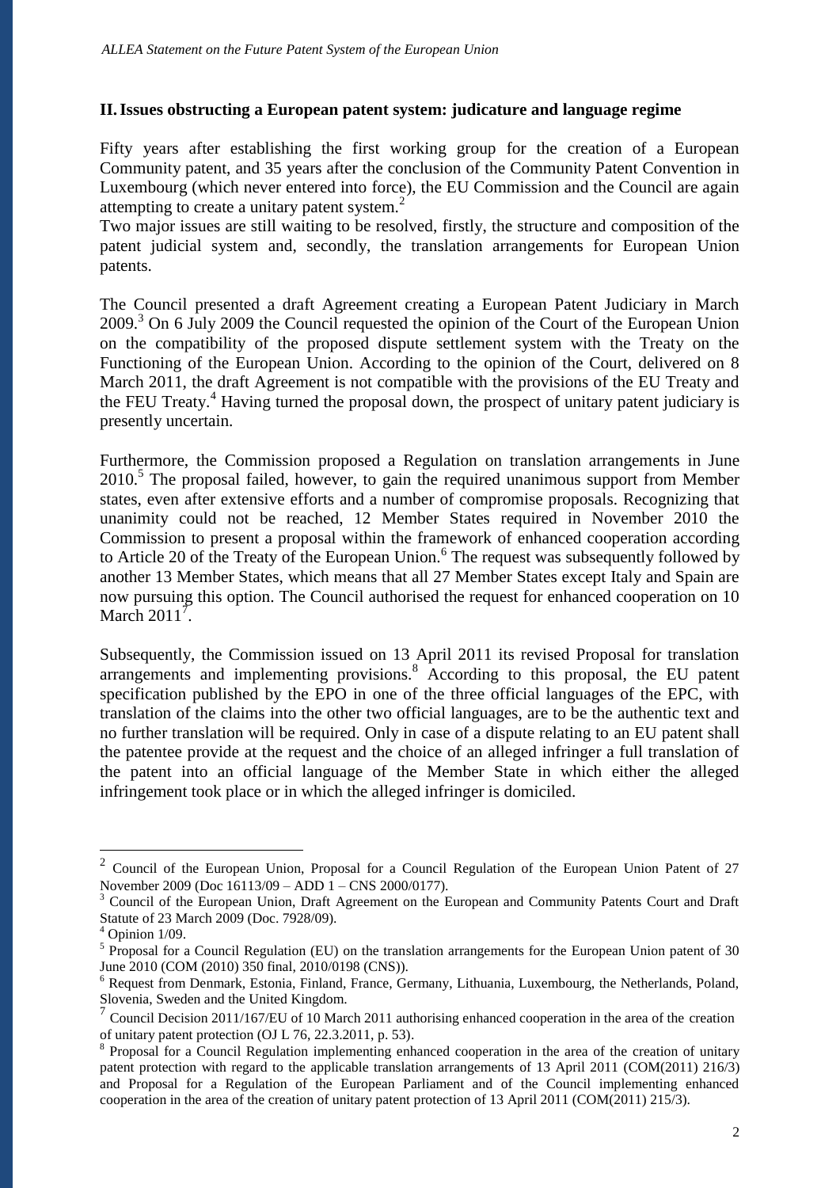## II. Issues obstructing a European patent system: judicature and language regime

Fifty years after establishing the first working group for the creation of a European Community patent, and 35 years after the conclusion of the Community Patent Convention in Luxembourg (which never entered into force), the EU Commission and the Council are again attempting to create a unitary patent system.[2]

Two major issues are still waiting to be resolved, firstly, the structure and composition of the patent judicial system and, secondly, the translation arrangements for European Union patents.

The Council presented a draft Agreement creating a European Patent Judiciary in March 2009.[3] On 6 July 2009 the Council requested the opinion of the Court of the European Union on the compatibility of the proposed dispute settlement system with the Treaty on the Functioning of the European Union. According to the opinion of the Court, delivered on 8 March 2011, the draft Agreement is not compatible with the provisions of the EU Treaty and the FEU Treaty.[4] Having turned the proposal down, the prospect of unitary patent judiciary is presently uncertain.

Furthermore, the Commission proposed a Regulation on translation arrangements in June 2010.[5] The proposal failed, however, to gain the required unanimous support from Member states, even after extensive efforts and a number of compromise proposals. Recognizing that unanimity could not be reached, 12 Member States required in November 2010 the Commission to present a proposal within the framework of enhanced cooperation according to Article 20 of the Treaty of the European Union.[6] The request was subsequently followed by another 13 Member States, which means that all 27 Member States except Italy and Spain are now pursuing this option. The Council authorised the request for enhanced cooperation on 10 March 2011[7].

Subsequently, the Commission issued on 13 April 2011 its revised Proposal for translation arrangements and implementing provisions.[8] According to this proposal, the EU patent specification published by the EPO in one of the three official languages of the EPC, with translation of the claims into the other two official languages, are to be the authentic text and no further translation will be required. Only in case of a dispute relating to an EU patent shall the patentee provide at the request and the choice of an alleged infringer a full translation of the patent into an official language of the Member State in which either the alleged infringement took place or in which the alleged infringer is domiciled.

---

[2] Council of the European Union, Proposal for a Council Regulation of the European Union Patent of 27 November 2009 (Doc 16113/09 – ADD 1 – CNS 2000/0177).

[3] Council of the European Union, Draft Agreement on the European and Community Patents Court and Draft Statute of 23 March 2009 (Doc. 7928/09).

[4] Opinion 1/09.

[5] Proposal for a Council Regulation (EU) on the translation arrangements for the European Union patent of 30 June 2010 (COM (2010) 350 final, 2010/0198 (CNS)).

[6] Request from Denmark, Estonia, Finland, France, Germany, Lithuania, Luxembourg, the Netherlands, Poland, Slovenia, Sweden and the United Kingdom.

[7] Council Decision 2011/167/EU of 10 March 2011 authorising enhanced cooperation in the area of the creation of unitary patent protection (OJ L 76, 22.3.2011, p. 53).

[8] Proposal for a Council Regulation implementing enhanced cooperation in the area of the creation of unitary patent protection with regard to the applicable translation arrangements of 13 April 2011 (COM(2011) 216/3) and Proposal for a Regulation of the European Parliament and of the Council implementing enhanced cooperation in the area of the creation of unitary patent protection of 13 April 2011 (COM(2011) 215/3).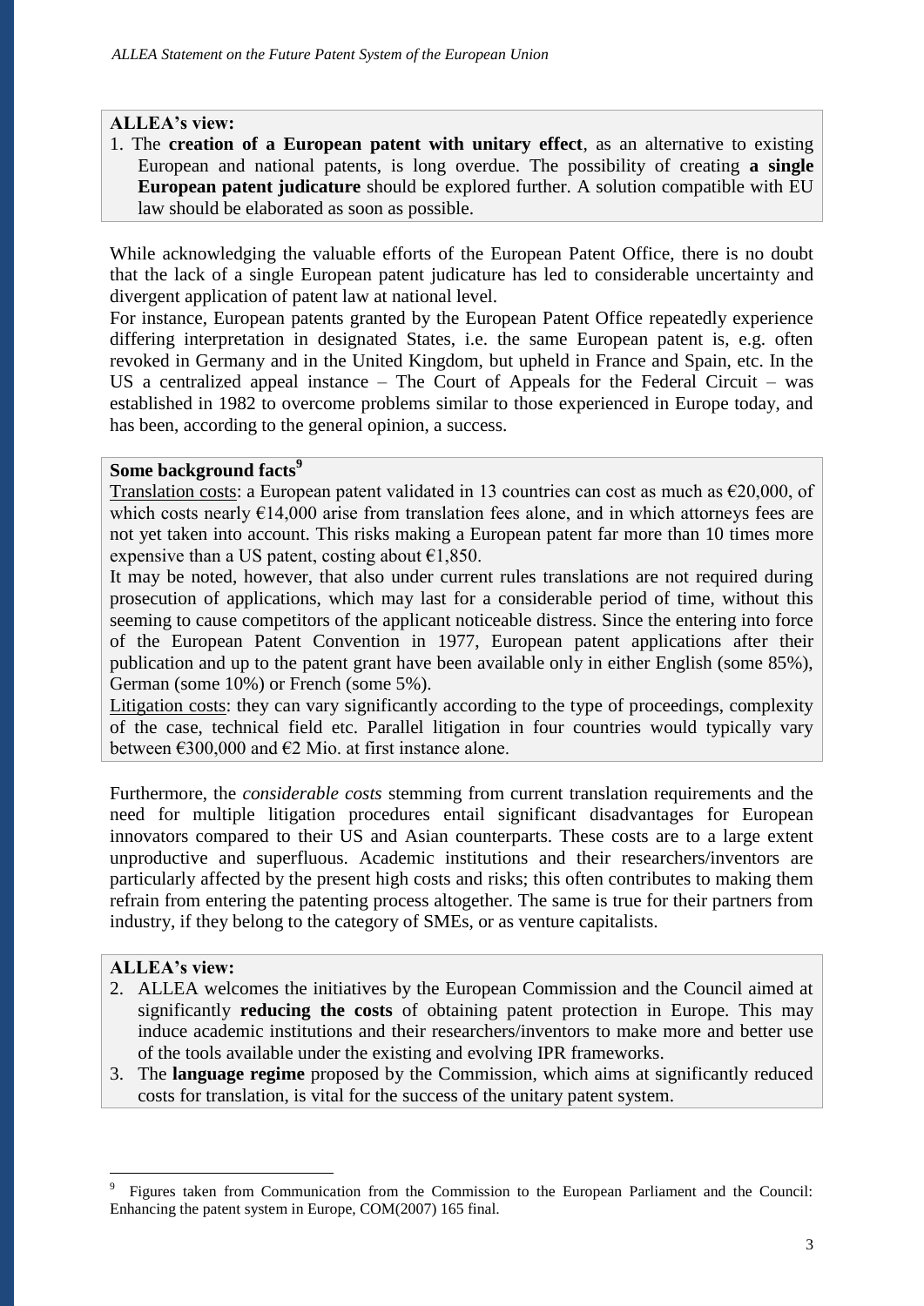**ALLEA's view:**

1. The **creation of a European patent with unitary effect**, as an alternative to existing European and national patents, is long overdue. The possibility of creating **a single European patent judicature** should be explored further. A solution compatible with EU law should be elaborated as soon as possible.

While acknowledging the valuable efforts of the European Patent Office, there is no doubt that the lack of a single European patent judicature has led to considerable uncertainty and divergent application of patent law at national level.

For instance, European patents granted by the European Patent Office repeatedly experience differing interpretation in designated States, i.e. the same European patent is, e.g. often revoked in Germany and in the United Kingdom, but upheld in France and Spain, etc. In the US a centralized appeal instance – The Court of Appeals for the Federal Circuit – was established in 1982 to overcome problems similar to those experienced in Europe today, and has been, according to the general opinion, a success.

**Some background facts**[9]

Translation costs: a European patent validated in 13 countries can cost as much as €20,000, of which costs nearly €14,000 arise from translation fees alone, and in which attorneys fees are not yet taken into account. This risks making a European patent far more than 10 times more expensive than a US patent, costing about €1,850.

It may be noted, however, that also under current rules translations are not required during prosecution of applications, which may last for a considerable period of time, without this seeming to cause competitors of the applicant noticeable distress. Since the entering into force of the European Patent Convention in 1977, European patent applications after their publication and up to the patent grant have been available only in either English (some 85%), German (some 10%) or French (some 5%).

Litigation costs: they can vary significantly according to the type of proceedings, complexity of the case, technical field etc. Parallel litigation in four countries would typically vary between €300,000 and €2 Mio. at first instance alone.

Furthermore, the *considerable costs* stemming from current translation requirements and the need for multiple litigation procedures entail significant disadvantages for European innovators compared to their US and Asian counterparts. These costs are to a large extent unproductive and superfluous. Academic institutions and their researchers/inventors are particularly affected by the present high costs and risks; this often contributes to making them refrain from entering the patenting process altogether. The same is true for their partners from industry, if they belong to the category of SMEs, or as venture capitalists.

**ALLEA's view:**

2. ALLEA welcomes the initiatives by the European Commission and the Council aimed at significantly **reducing the costs** of obtaining patent protection in Europe. This may induce academic institutions and their researchers/inventors to make more and better use of the tools available under the existing and evolving IPR frameworks.
3. The **language regime** proposed by the Commission, which aims at significantly reduced costs for translation, is vital for the success of the unitary patent system.

[9] Figures taken from Communication from the Commission to the European Parliament and the Council: Enhancing the patent system in Europe, COM(2007) 165 final.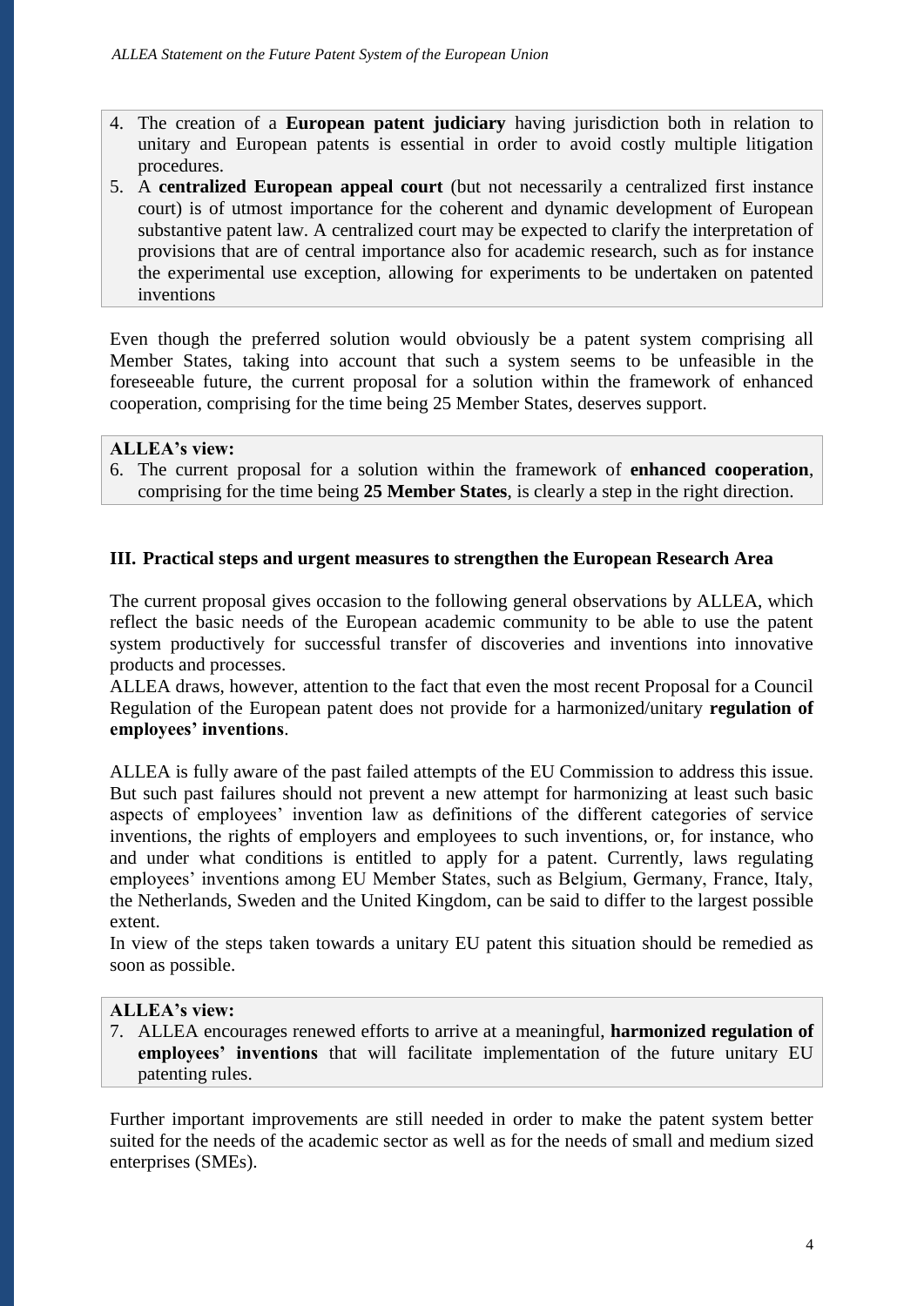4. The creation of a **European patent judiciary** having jurisdiction both in relation to unitary and European patents is essential in order to avoid costly multiple litigation procedures.
5. A **centralized European appeal court** (but not necessarily a centralized first instance court) is of utmost importance for the coherent and dynamic development of European substantive patent law. A centralized court may be expected to clarify the interpretation of provisions that are of central importance also for academic research, such as for instance the experimental use exception, allowing for experiments to be undertaken on patented inventions

Even though the preferred solution would obviously be a patent system comprising all Member States, taking into account that such a system seems to be unfeasible in the foreseeable future, the current proposal for a solution within the framework of enhanced cooperation, comprising for the time being 25 Member States, deserves support.

**ALLEA's view:**

6. The current proposal for a solution within the framework of **enhanced cooperation**, comprising for the time being **25 Member States**, is clearly a step in the right direction.

## III. Practical steps and urgent measures to strengthen the European Research Area

The current proposal gives occasion to the following general observations by ALLEA, which reflect the basic needs of the European academic community to be able to use the patent system productively for successful transfer of discoveries and inventions into innovative products and processes.

ALLEA draws, however, attention to the fact that even the most recent Proposal for a Council Regulation of the European patent does not provide for a harmonized/unitary **regulation of employees' inventions**.

ALLEA is fully aware of the past failed attempts of the EU Commission to address this issue. But such past failures should not prevent a new attempt for harmonizing at least such basic aspects of employees' invention law as definitions of the different categories of service inventions, the rights of employers and employees to such inventions, or, for instance, who and under what conditions is entitled to apply for a patent. Currently, laws regulating employees' inventions among EU Member States, such as Belgium, Germany, France, Italy, the Netherlands, Sweden and the United Kingdom, can be said to differ to the largest possible extent.

In view of the steps taken towards a unitary EU patent this situation should be remedied as soon as possible.

**ALLEA's view:**

7. ALLEA encourages renewed efforts to arrive at a meaningful, **harmonized regulation of employees' inventions** that will facilitate implementation of the future unitary EU patenting rules.

Further important improvements are still needed in order to make the patent system better suited for the needs of the academic sector as well as for the needs of small and medium sized enterprises (SMEs).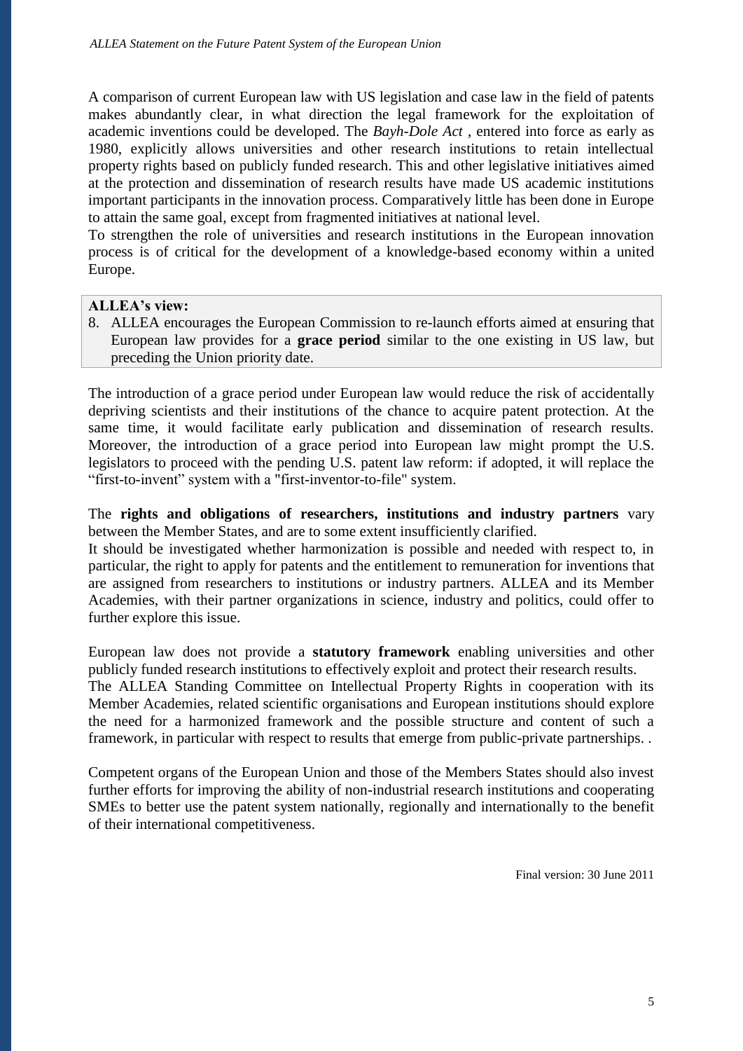A comparison of current European law with US legislation and case law in the field of patents makes abundantly clear, in what direction the legal framework for the exploitation of academic inventions could be developed. The *Bayh-Dole Act* , entered into force as early as 1980, explicitly allows universities and other research institutions to retain intellectual property rights based on publicly funded research. This and other legislative initiatives aimed at the protection and dissemination of research results have made US academic institutions important participants in the innovation process. Comparatively little has been done in Europe to attain the same goal, except from fragmented initiatives at national level.

To strengthen the role of universities and research institutions in the European innovation process is of critical for the development of a knowledge-based economy within a united Europe.

**ALLEA's view:**

8. ALLEA encourages the European Commission to re-launch efforts aimed at ensuring that European law provides for a **grace period** similar to the one existing in US law, but preceding the Union priority date.

The introduction of a grace period under European law would reduce the risk of accidentally depriving scientists and their institutions of the chance to acquire patent protection. At the same time, it would facilitate early publication and dissemination of research results. Moreover, the introduction of a grace period into European law might prompt the U.S. legislators to proceed with the pending U.S. patent law reform: if adopted, it will replace the "first-to-invent" system with a "first-inventor-to-file" system.

The **rights and obligations of researchers, institutions and industry partners** vary between the Member States, and are to some extent insufficiently clarified.

It should be investigated whether harmonization is possible and needed with respect to, in particular, the right to apply for patents and the entitlement to remuneration for inventions that are assigned from researchers to institutions or industry partners. ALLEA and its Member Academies, with their partner organizations in science, industry and politics, could offer to further explore this issue.

European law does not provide a **statutory framework** enabling universities and other publicly funded research institutions to effectively exploit and protect their research results.

The ALLEA Standing Committee on Intellectual Property Rights in cooperation with its Member Academies, related scientific organisations and European institutions should explore the need for a harmonized framework and the possible structure and content of such a framework, in particular with respect to results that emerge from public-private partnerships. .

Competent organs of the European Union and those of the Members States should also invest further efforts for improving the ability of non-industrial research institutions and cooperating SMEs to better use the patent system nationally, regionally and internationally to the benefit of their international competitiveness.

Final version: 30 June 2011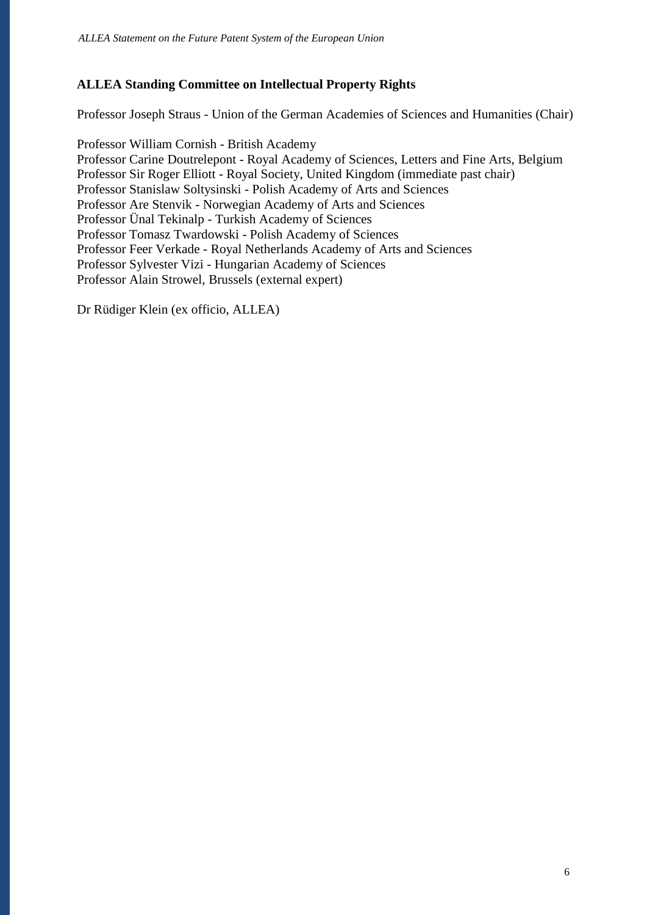**ALLEA Standing Committee on Intellectual Property Rights**

Professor Joseph Straus - Union of the German Academies of Sciences and Humanities (Chair)

Professor William Cornish - British Academy
Professor Carine Doutrelepont - Royal Academy of Sciences, Letters and Fine Arts, Belgium
Professor Sir Roger Elliott - Royal Society, United Kingdom (immediate past chair)
Professor Stanislaw Soltysinski - Polish Academy of Arts and Sciences
Professor Are Stenvik - Norwegian Academy of Arts and Sciences
Professor Ünal Tekinalp - Turkish Academy of Sciences
Professor Tomasz Twardowski - Polish Academy of Sciences
Professor Feer Verkade - Royal Netherlands Academy of Arts and Sciences
Professor Sylvester Vizi - Hungarian Academy of Sciences
Professor Alain Strowel, Brussels (external expert)

Dr Rüdiger Klein (ex officio, ALLEA)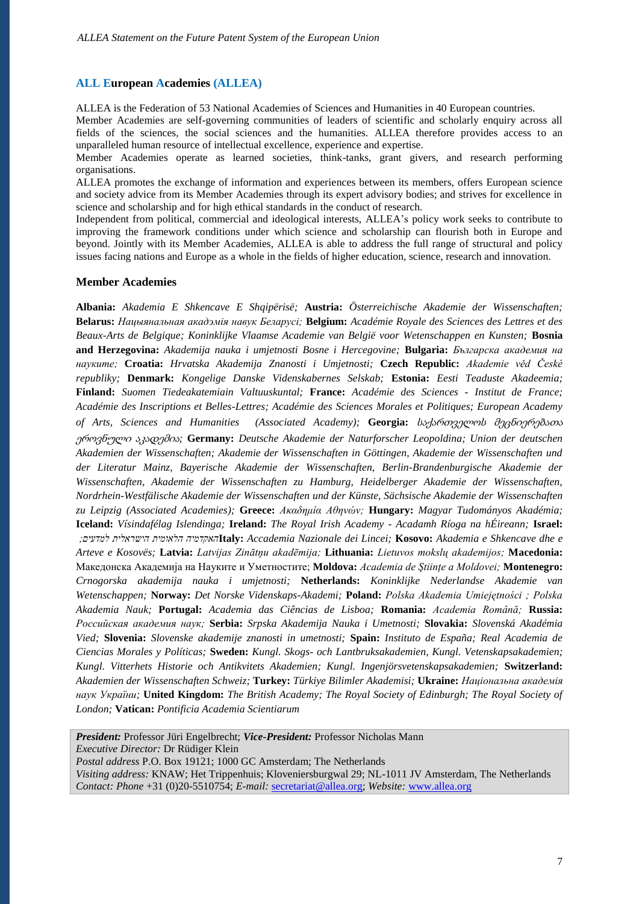## ALL European Academies (ALLEA)

ALLEA is the Federation of 53 National Academies of Sciences and Humanities in 40 European countries.

Member Academies are self-governing communities of leaders of scientific and scholarly enquiry across all fields of the sciences, the social sciences and the humanities. ALLEA therefore provides access to an unparalleled human resource of intellectual excellence, experience and expertise.

Member Academies operate as learned societies, think-tanks, grant givers, and research performing organisations.

ALLEA promotes the exchange of information and experiences between its members, offers European science and society advice from its Member Academies through its expert advisory bodies; and strives for excellence in science and scholarship and for high ethical standards in the conduct of research.

Independent from political, commercial and ideological interests, ALLEA's policy work seeks to contribute to improving the framework conditions under which science and scholarship can flourish both in Europe and beyond. Jointly with its Member Academies, ALLEA is able to address the full range of structural and policy issues facing nations and Europe as a whole in the fields of higher education, science, research and innovation.

### Member Academies

**Albania:** *Akademia E Shkencave E Shqipërisë;* **Austria:** *Österreichische Akademie der Wissenschaften;* **Belarus:** *Нацыянальная акадэмія навук Беларусі;* **Belgium:** *Académie Royale des Sciences des Lettres et des Beaux-Arts de Belgique; Koninklijke Vlaamse Academie van België voor Wetenschappen en Kunsten;* **Bosnia and Herzegovina:** *Akademija nauka i umjetnosti Bosne i Hercegovine;* **Bulgaria:** *Българска академия на науките;* **Croatia:** *Hrvatska Akademija Znanosti i Umjetnosti;* **Czech Republic:** *Akademie věd České republiky;* **Denmark:** *Kongelige Danske Videnskabernes Selskab;* **Estonia:** *Eesti Teaduste Akadeemia;* **Finland:** *Suomen Tiedeakatemiain Valtuuskuntal;* **France:** *Académie des Sciences - Institut de France; Académie des Inscriptions et Belles-Lettres; Académie des Sciences Morales et Politiques; European Academy of Arts, Sciences and Humanities (Associated Academy);* **Georgia:** *საქართველოს მეცნიერებათა ეროვნული აკადემია;* **Germany:** *Deutsche Akademie der Naturforscher Leopoldina; Union der deutschen Akademien der Wissenschaften; Akademie der Wissenschaften in Göttingen, Akademie der Wissenschaften und der Literatur Mainz, Bayerische Akademie der Wissenschaften, Berlin-Brandenburgische Akademie der Wissenschaften, Akademie der Wissenschaften zu Hamburg, Heidelberger Akademie der Wissenschaften, Nordrhein-Westfälische Akademie der Wissenschaften und der Künste, Sächsische Akademie der Wissenschaften zu Leipzig (Associated Academies);* **Greece:** *Ακαδημία Αθηνών;* **Hungary:** *Magyar Tudományos Akadémia;* **Iceland:** *Vísindafélag Islendinga;* **Ireland:** *The Royal Irish Academy - Acadamh Ríoga na hÉireann;* **Israel:** *האקדמיה הלאומית הישראלית למדעים;* **Italy:** *Accademia Nazionale dei Lincei;* **Kosovo:** *Akademia e Shkencave dhe e Arteve e Kosovës;* **Latvia:** *Latvijas Zinātņu akadēmija;* **Lithuania:** *Lietuvos mokslų akademijos;* **Macedonia:** Македонска Академија на Науките и Уметностите; **Moldova:** *Academia de Ştiinţe a Moldovei;* **Montenegro:** *Crnogorska akademija nauka i umjetnosti;* **Netherlands:** *Koninklijke Nederlandse Akademie van Wetenschappen;* **Norway:** *Det Norske Videnskaps-Akademi;* **Poland:** *Polska Akademia Umiejętności ; Polska Akademia Nauk;* **Portugal:** *Academia das Ciências de Lisboa;* **Romania:** *Academia Română;* **Russia:** *Российская академия наук;* **Serbia:** *Srpska Akademija Nauka i Umetnosti;* **Slovakia:** *Slovenská Akadémia Vied;* **Slovenia:** *Slovenske akademije znanosti in umetnosti;* **Spain:** *Instituto de España; Real Academia de Ciencias Morales y Políticas;* **Sweden:** *Kungl. Skogs- och Lantbruksakademien, Kungl. Vetenskapsakademien; Kungl. Vitterhets Historie och Antikvitets Akademien; Kungl. Ingenjörsvetenskapsakademien;* **Switzerland:** *Akademien der Wissenschaften Schweiz;* **Turkey:** *Türkiye Bilimler Akademisi;* **Ukraine:** *Національна академія наук України;* **United Kingdom:** *The British Academy; The Royal Society of Edinburgh; The Royal Society of London;* **Vatican:** *Pontificia Academia Scientiarum*

***President:*** Professor Jüri Engelbrecht; ***Vice-President:*** Professor Nicholas Mann
*Executive Director:* Dr Rüdiger Klein
*Postal address* P.O. Box 19121; 1000 GC Amsterdam; The Netherlands
*Visiting address:* KNAW; Het Trippenhuis; Kloveniersburgwal 29; NL-1011 JV Amsterdam, The Netherlands
*Contact: Phone* +31 (0)20-5510754; *E-mail:* secretariat@allea.org; *Website:* www.allea.org